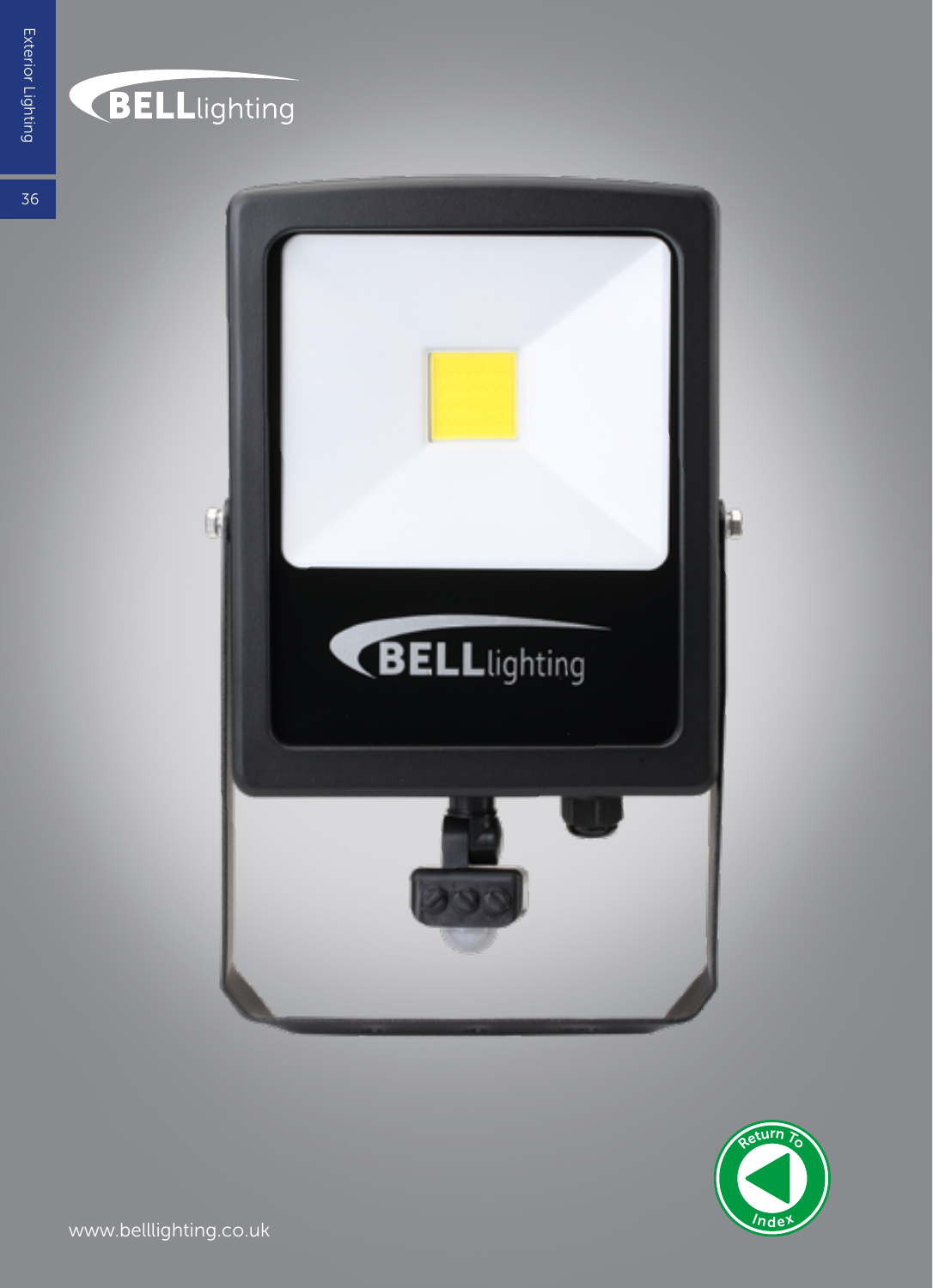Exterior Lighting

BELLlighting

www.belllighting.co.uk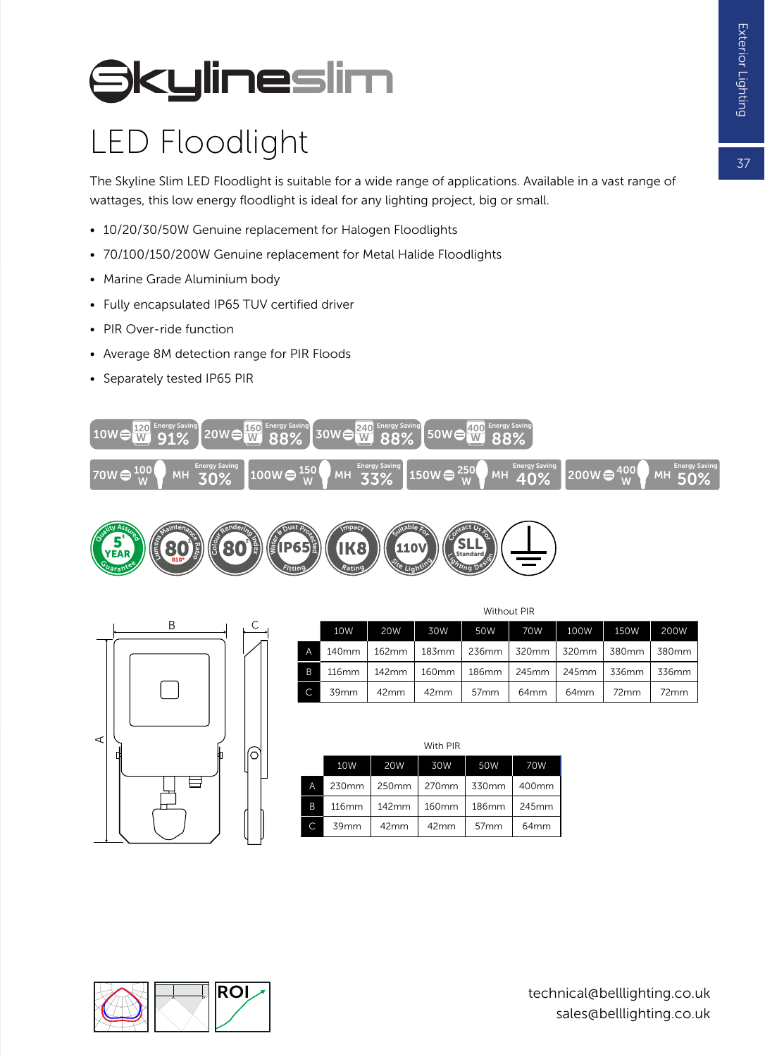# Skylineslim

## LED Floodlight

The Skyline Slim LED Floodlight is suitable for a wide range of applications. Available in a vast range of wattages, this low energy floodlight is ideal for any lighting project, big or small.

- 10/20/30/50W Genuine replacement for Halogen Floodlights
- 70/100/150/200W Genuine replacement for Metal Halide Floodlights
- Marine Grade Aluminium body
- Fully encapsulated IP65 TUV certified driver
- PIR Over-ride function
- Average 8M detection range for PIR Floods
- Separately tested IP65 PIR

10W = 120 W Energy Saving 91%
20W = 160 W Energy Saving 88%
30W = 240 W Energy Saving 88%
50W = 400 W Energy Saving 88%

70W = 100 W MH Energy Saving 30%
100W = 150 W MH Energy Saving 33%
150W = 250 W MH Energy Saving 40%
200W = 400 W MH Energy Saving 50%

Quality Assured 5 YEAR Guarantee · Lumens Maintenance Ratio 80 B10* · Colour Rendering Index 80 · Water & Dust Protected IP65 Fitting · Impact IK8 Rating · Suitable For 110V Site Lighting · Contact Us For SLL Standard Lighting Design

Without PIR

| | 10W | 20W | 30W | 50W | 70W | 100W | 150W | 200W |
|---|---|---|---|---|---|---|---|---|
| A | 140mm | 162mm | 183mm | 236mm | 320mm | 320mm | 380mm | 380mm |
| B | 116mm | 142mm | 160mm | 186mm | 245mm | 245mm | 336mm | 336mm |
| C | 39mm | 42mm | 42mm | 57mm | 64mm | 64mm | 72mm | 72mm |

With PIR

| | 10W | 20W | 30W | 50W | 70W |
|---|---|---|---|---|---|
| A | 230mm | 250mm | 270mm | 330mm | 400mm |
| B | 116mm | 142mm | 160mm | 186mm | 245mm |
| C | 39mm | 42mm | 42mm | 57mm | 64mm |

ROI

technical@belllighting.co.uk
sales@belllighting.co.uk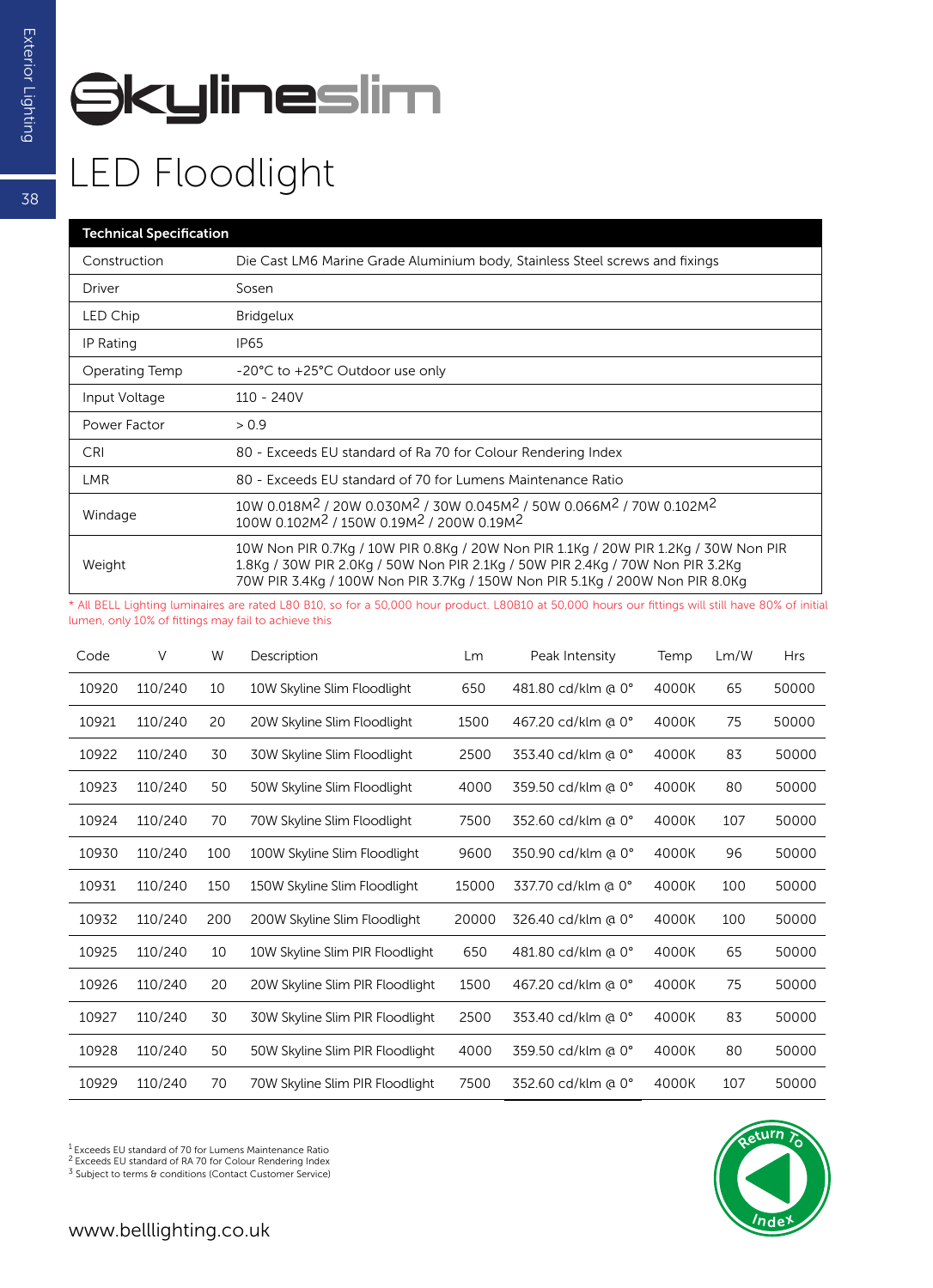# Skylineslim

## LED Floodlight

| Technical Specification | |
|---|---|
| Construction | Die Cast LM6 Marine Grade Aluminium body, Stainless Steel screws and fixings |
| Driver | Sosen |
| LED Chip | Bridgelux |
| IP Rating | IP65 |
| Operating Temp | -20°C to +25°C Outdoor use only |
| Input Voltage | 110 - 240V |
| Power Factor | > 0.9 |
| CRI | 80 - Exceeds EU standard of Ra 70 for Colour Rendering Index |
| LMR | 80 - Exceeds EU standard of 70 for Lumens Maintenance Ratio |
| Windage | 10W 0.018M$^2$ / 20W 0.030M$^2$ / 30W 0.045M$^2$ / 50W 0.066M$^2$ / 70W 0.102M$^2$ 100W 0.102M$^2$ / 150W 0.19M$^2$ / 200W 0.19M$^2$ |
| Weight | 10W Non PIR 0.7Kg / 10W PIR 0.8Kg / 20W Non PIR 1.1Kg / 20W PIR 1.2Kg / 30W Non PIR 1.8Kg / 30W PIR 2.0Kg / 50W Non PIR 2.1Kg / 50W PIR 2.4Kg / 70W Non PIR 3.2Kg 70W PIR 3.4Kg / 100W Non PIR 3.7Kg / 150W Non PIR 5.1Kg / 200W Non PIR 8.0Kg |

* All BELL Lighting luminaires are rated L80 B10, so for a 50,000 hour product. L80B10 at 50,000 hours our fittings will still have 80% of initial lumen, only 10% of fittings may fail to achieve this

| Code | V | W | Description | Lm | Peak Intensity | Temp | Lm/W | Hrs |
|---|---|---|---|---|---|---|---|---|
| 10920 | 110/240 | 10 | 10W Skyline Slim Floodlight | 650 | 481.80 cd/klm @ 0° | 4000K | 65 | 50000 |
| 10921 | 110/240 | 20 | 20W Skyline Slim Floodlight | 1500 | 467.20 cd/klm @ 0° | 4000K | 75 | 50000 |
| 10922 | 110/240 | 30 | 30W Skyline Slim Floodlight | 2500 | 353.40 cd/klm @ 0° | 4000K | 83 | 50000 |
| 10923 | 110/240 | 50 | 50W Skyline Slim Floodlight | 4000 | 359.50 cd/klm @ 0° | 4000K | 80 | 50000 |
| 10924 | 110/240 | 70 | 70W Skyline Slim Floodlight | 7500 | 352.60 cd/klm @ 0° | 4000K | 107 | 50000 |
| 10930 | 110/240 | 100 | 100W Skyline Slim Floodlight | 9600 | 350.90 cd/klm @ 0° | 4000K | 96 | 50000 |
| 10931 | 110/240 | 150 | 150W Skyline Slim Floodlight | 15000 | 337.70 cd/klm @ 0° | 4000K | 100 | 50000 |
| 10932 | 110/240 | 200 | 200W Skyline Slim Floodlight | 20000 | 326.40 cd/klm @ 0° | 4000K | 100 | 50000 |
| 10925 | 110/240 | 10 | 10W Skyline Slim PIR Floodlight | 650 | 481.80 cd/klm @ 0° | 4000K | 65 | 50000 |
| 10926 | 110/240 | 20 | 20W Skyline Slim PIR Floodlight | 1500 | 467.20 cd/klm @ 0° | 4000K | 75 | 50000 |
| 10927 | 110/240 | 30 | 30W Skyline Slim PIR Floodlight | 2500 | 353.40 cd/klm @ 0° | 4000K | 83 | 50000 |
| 10928 | 110/240 | 50 | 50W Skyline Slim PIR Floodlight | 4000 | 359.50 cd/klm @ 0° | 4000K | 80 | 50000 |
| 10929 | 110/240 | 70 | 70W Skyline Slim PIR Floodlight | 7500 | 352.60 cd/klm @ 0° | 4000K | 107 | 50000 |

[1] Exceeds EU standard of 70 for Lumens Maintenance Ratio
[2] Exceeds EU standard of RA 70 for Colour Rendering Index
[3] Subject to terms & conditions (Contact Customer Service)

www.belllighting.co.uk